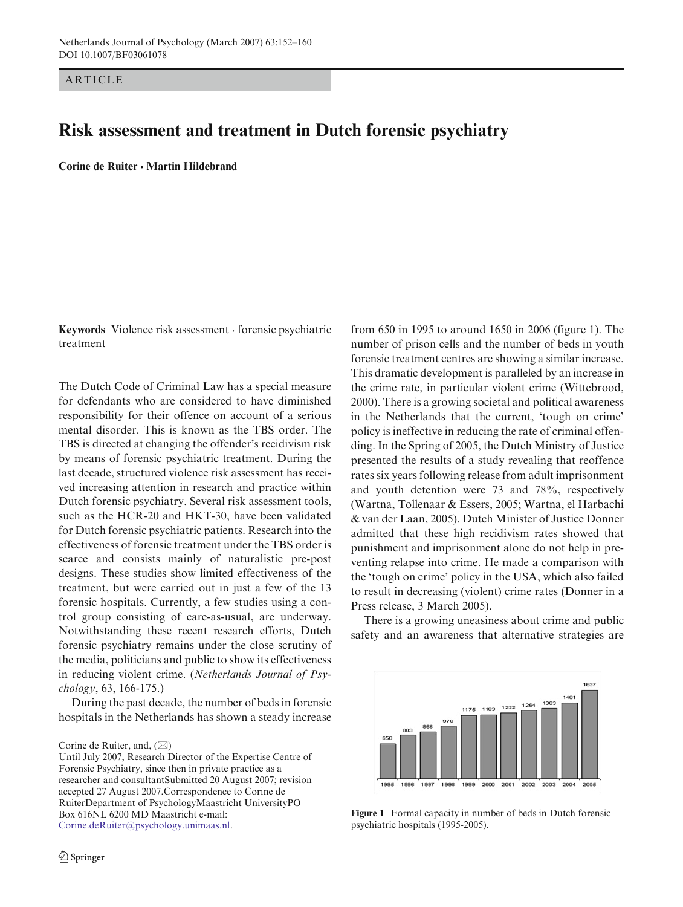ARTICLE

# Risk assessment and treatment in Dutch forensic psychiatry

**Corine de Ruiter · Martin Hildebrand**

**Keywords** Violence risk assessment · forensic psychiatric treatment

The Dutch Code of Criminal Law has a special measure for defendants who are considered to have diminished responsibility for their offence on account of a serious mental disorder. This is known as the TBS order. The TBS is directed at changing the offender's recidivism risk by means of forensic psychiatric treatment. During the last decade, structured violence risk assessment has received increasing attention in research and practice within Dutch forensic psychiatry. Several risk assessment tools, such as the HCR-20 and HKT-30, have been validated for Dutch forensic psychiatric patients. Research into the effectiveness of forensic treatment under the TBS order is scarce and consists mainly of naturalistic pre-post designs. These studies show limited effectiveness of the treatment, but were carried out in just a few of the 13 forensic hospitals. Currently, a few studies using a control group consisting of care-as-usual, are underway. Notwithstanding these recent research efforts, Dutch forensic psychiatry remains under the close scrutiny of the media, politicians and public to show its effectiveness in reducing violent crime. (*Netherlands Journal of Psychology*, 63, 166-175.)

During the past decade, the number of beds in forensic hospitals in the Netherlands has shown a steady increase from 650 in 1995 to around 1650 in 2006 (figure 1). The number of prison cells and the number of beds in youth forensic treatment centres are showing a similar increase. This dramatic development is paralleled by an increase in the crime rate, in particular violent crime (Wittebrood, 2000). There is a growing societal and political awareness in the Netherlands that the current, 'tough on crime' policy is ineffective in reducing the rate of criminal offending. In the Spring of 2005, the Dutch Ministry of Justice presented the results of a study revealing that reoffence rates six years following release from adult imprisonment and youth detention were 73 and 78%, respectively (Wartna, Tollenaar & Essers, 2005; Wartna, el Harbachi & van der Laan, 2005). Dutch Minister of Justice Donner admitted that these high recidivism rates showed that punishment and imprisonment alone do not help in preventing relapse into crime. He made a comparison with the 'tough on crime' policy in the USA, which also failed to result in decreasing (violent) crime rates (Donner in a Press release, 3 March 2005).

There is a growing uneasiness about crime and public safety and an awareness that alternative strategies are

| Year | 1995 | 1996 | 1997 | 1998 | 1999 | 2000 | 2001 | 2002 | 2003 | 2004 | 2005 |
|---|---|---|---|---|---|---|---|---|---|---|---|
| Beds | 650 | 803 | 866 | 970 | 1175 | 1183 | 1222 | 1264 | 1303 | 1401 | 1637 |

**Figure 1** Formal capacity in number of beds in Dutch forensic psychiatric hospitals (1995-2005).

Corine de Ruiter, and, (✉)
Until July 2007, Research Director of the Expertise Centre of Forensic Psychiatry, since then in private practice as a researcher and consultantSubmitted 20 August 2007; revision accepted 27 August 2007.Correspondence to Corine de RuiterDepartment of PsychologyMaastricht UniversityPO Box 616NL 6200 MD Maastricht e-mail: Corine.deRuiter@psychology.unimaas.nl.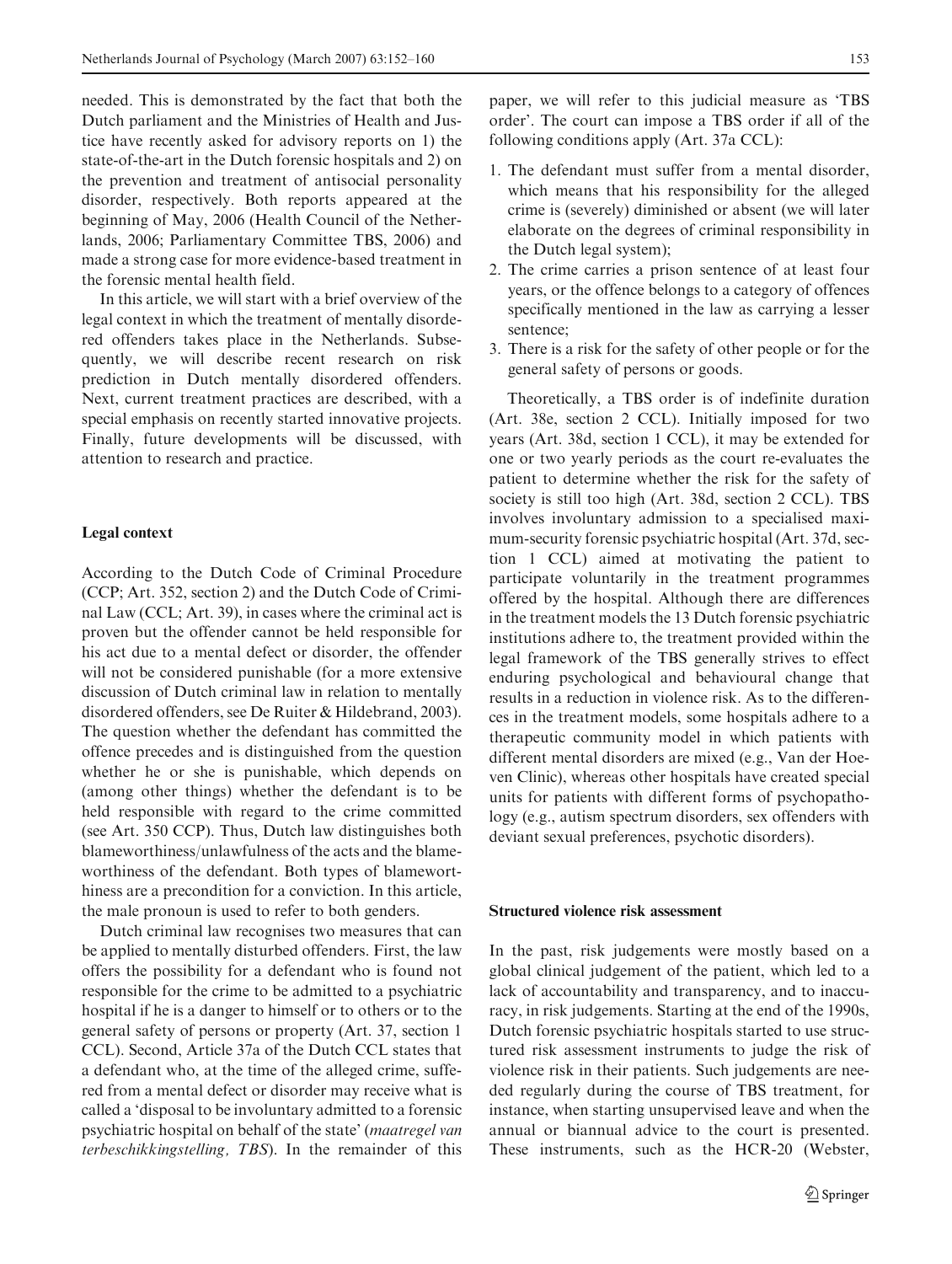needed. This is demonstrated by the fact that both the Dutch parliament and the Ministries of Health and Justice have recently asked for advisory reports on 1) the state-of-the-art in the Dutch forensic hospitals and 2) on the prevention and treatment of antisocial personality disorder, respectively. Both reports appeared at the beginning of May, 2006 (Health Council of the Netherlands, 2006; Parliamentary Committee TBS, 2006) and made a strong case for more evidence-based treatment in the forensic mental health field.

In this article, we will start with a brief overview of the legal context in which the treatment of mentally disordered offenders takes place in the Netherlands. Subsequently, we will describe recent research on risk prediction in Dutch mentally disordered offenders. Next, current treatment practices are described, with a special emphasis on recently started innovative projects. Finally, future developments will be discussed, with attention to research and practice.

## Legal context

According to the Dutch Code of Criminal Procedure (CCP; Art. 352, section 2) and the Dutch Code of Criminal Law (CCL; Art. 39), in cases where the criminal act is proven but the offender cannot be held responsible for his act due to a mental defect or disorder, the offender will not be considered punishable (for a more extensive discussion of Dutch criminal law in relation to mentally disordered offenders, see De Ruiter & Hildebrand, 2003). The question whether the defendant has committed the offence precedes and is distinguished from the question whether he or she is punishable, which depends on (among other things) whether the defendant is to be held responsible with regard to the crime committed (see Art. 350 CCP). Thus, Dutch law distinguishes both blameworthiness/unlawfulness of the acts and the blameworthiness of the defendant. Both types of blameworthiness are a precondition for a conviction. In this article, the male pronoun is used to refer to both genders.

Dutch criminal law recognises two measures that can be applied to mentally disturbed offenders. First, the law offers the possibility for a defendant who is found not responsible for the crime to be admitted to a psychiatric hospital if he is a danger to himself or to others or to the general safety of persons or property (Art. 37, section 1 CCL). Second, Article 37a of the Dutch CCL states that a defendant who, at the time of the alleged crime, suffered from a mental defect or disorder may receive what is called a 'disposal to be involuntary admitted to a forensic psychiatric hospital on behalf of the state' (*maatregel van terbeschikkingstelling, TBS*). In the remainder of this paper, we will refer to this judicial measure as 'TBS order'. The court can impose a TBS order if all of the following conditions apply (Art. 37a CCL):

1. The defendant must suffer from a mental disorder, which means that his responsibility for the alleged crime is (severely) diminished or absent (we will later elaborate on the degrees of criminal responsibility in the Dutch legal system);
2. The crime carries a prison sentence of at least four years, or the offence belongs to a category of offences specifically mentioned in the law as carrying a lesser sentence;
3. There is a risk for the safety of other people or for the general safety of persons or goods.

Theoretically, a TBS order is of indefinite duration (Art. 38e, section 2 CCL). Initially imposed for two years (Art. 38d, section 1 CCL), it may be extended for one or two yearly periods as the court re-evaluates the patient to determine whether the risk for the safety of society is still too high (Art. 38d, section 2 CCL). TBS involves involuntary admission to a specialised maximum-security forensic psychiatric hospital (Art. 37d, section 1 CCL) aimed at motivating the patient to participate voluntarily in the treatment programmes offered by the hospital. Although there are differences in the treatment models the 13 Dutch forensic psychiatric institutions adhere to, the treatment provided within the legal framework of the TBS generally strives to effect enduring psychological and behavioural change that results in a reduction in violence risk. As to the differences in the treatment models, some hospitals adhere to a therapeutic community model in which patients with different mental disorders are mixed (e.g., Van der Hoeven Clinic), whereas other hospitals have created special units for patients with different forms of psychopathology (e.g., autism spectrum disorders, sex offenders with deviant sexual preferences, psychotic disorders).

## Structured violence risk assessment

In the past, risk judgements were mostly based on a global clinical judgement of the patient, which led to a lack of accountability and transparency, and to inaccuracy, in risk judgements. Starting at the end of the 1990s, Dutch forensic psychiatric hospitals started to use structured risk assessment instruments to judge the risk of violence risk in their patients. Such judgements are needed regularly during the course of TBS treatment, for instance, when starting unsupervised leave and when the annual or biannual advice to the court is presented. These instruments, such as the HCR-20 (Webster,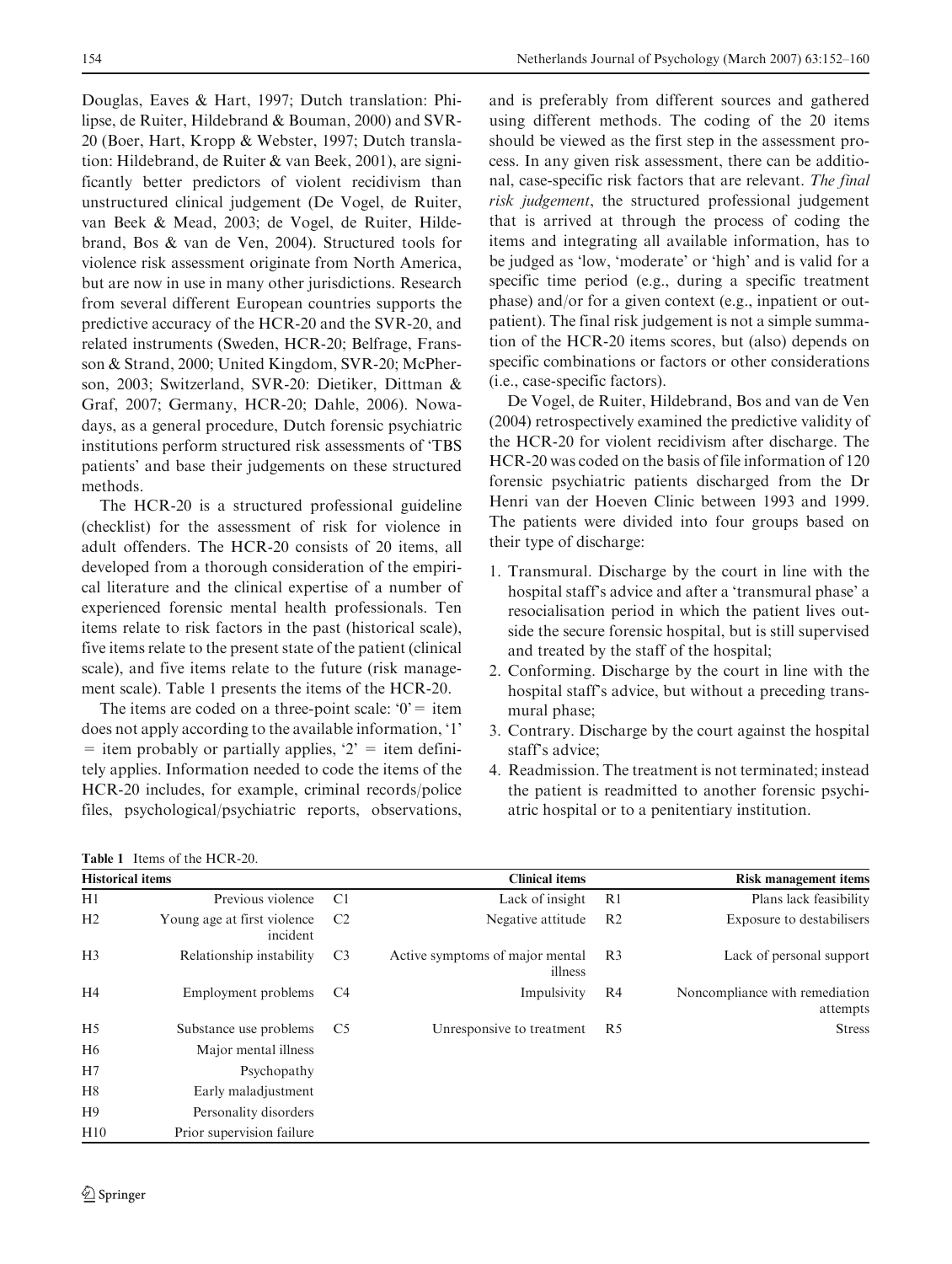Douglas, Eaves & Hart, 1997; Dutch translation: Philipse, de Ruiter, Hildebrand & Bouman, 2000) and SVR-20 (Boer, Hart, Kropp & Webster, 1997; Dutch translation: Hildebrand, de Ruiter & van Beek, 2001), are significantly better predictors of violent recidivism than unstructured clinical judgement (De Vogel, de Ruiter, van Beek & Mead, 2003; de Vogel, de Ruiter, Hildebrand, Bos & van de Ven, 2004). Structured tools for violence risk assessment originate from North America, but are now in use in many other jurisdictions. Research from several different European countries supports the predictive accuracy of the HCR-20 and the SVR-20, and related instruments (Sweden, HCR-20; Belfrage, Fransson & Strand, 2000; United Kingdom, SVR-20; McPherson, 2003; Switzerland, SVR-20: Dietiker, Dittman & Graf, 2007; Germany, HCR-20; Dahle, 2006). Nowadays, as a general procedure, Dutch forensic psychiatric institutions perform structured risk assessments of 'TBS patients' and base their judgements on these structured methods.

The HCR-20 is a structured professional guideline (checklist) for the assessment of risk for violence in adult offenders. The HCR-20 consists of 20 items, all developed from a thorough consideration of the empirical literature and the clinical expertise of a number of experienced forensic mental health professionals. Ten items relate to risk factors in the past (historical scale), five items relate to the present state of the patient (clinical scale), and five items relate to the future (risk management scale). Table 1 presents the items of the HCR-20.

The items are coded on a three-point scale: '0' = item does not apply according to the available information, '1' = item probably or partially applies, '2' = item definitely applies. Information needed to code the items of the HCR-20 includes, for example, criminal records/police files, psychological/psychiatric reports, observations, and is preferably from different sources and gathered using different methods. The coding of the 20 items should be viewed as the first step in the assessment process. In any given risk assessment, there can be additional, case-specific risk factors that are relevant. *The final risk judgement*, the structured professional judgement that is arrived at through the process of coding the items and integrating all available information, has to be judged as 'low, 'moderate' or 'high' and is valid for a specific time period (e.g., during a specific treatment phase) and/or for a given context (e.g., inpatient or outpatient). The final risk judgement is not a simple summation of the HCR-20 items scores, but (also) depends on specific combinations or factors or other considerations (i.e., case-specific factors).

De Vogel, de Ruiter, Hildebrand, Bos and van de Ven (2004) retrospectively examined the predictive validity of the HCR-20 for violent recidivism after discharge. The HCR-20 was coded on the basis of file information of 120 forensic psychiatric patients discharged from the Dr Henri van der Hoeven Clinic between 1993 and 1999. The patients were divided into four groups based on their type of discharge:

1. Transmural. Discharge by the court in line with the hospital staff's advice and after a 'transmural phase' a resocialisation period in which the patient lives outside the secure forensic hospital, but is still supervised and treated by the staff of the hospital;
2. Conforming. Discharge by the court in line with the hospital staff's advice, but without a preceding transmural phase;
3. Contrary. Discharge by the court against the hospital staff's advice;
4. Readmission. The treatment is not terminated; instead the patient is readmitted to another forensic psychiatric hospital or to a penitentiary institution.

**Table 1** Items of the HCR-20.

| Historical items | | Clinical items | | Risk management items | |
|---|---|---|---|---|---|
| H1 | Previous violence | C1 | Lack of insight | R1 | Plans lack feasibility |
| H2 | Young age at first violence incident | C2 | Negative attitude | R2 | Exposure to destabilisers |
| H3 | Relationship instability | C3 | Active symptoms of major mental illness | R3 | Lack of personal support |
| H4 | Employment problems | C4 | Impulsivity | R4 | Noncompliance with remediation attempts |
| H5 | Substance use problems | C5 | Unresponsive to treatment | R5 | Stress |
| H6 | Major mental illness | | | | |
| H7 | Psychopathy | | | | |
| H8 | Early maladjustment | | | | |
| H9 | Personality disorders | | | | |
| H10 | Prior supervision failure | | | | |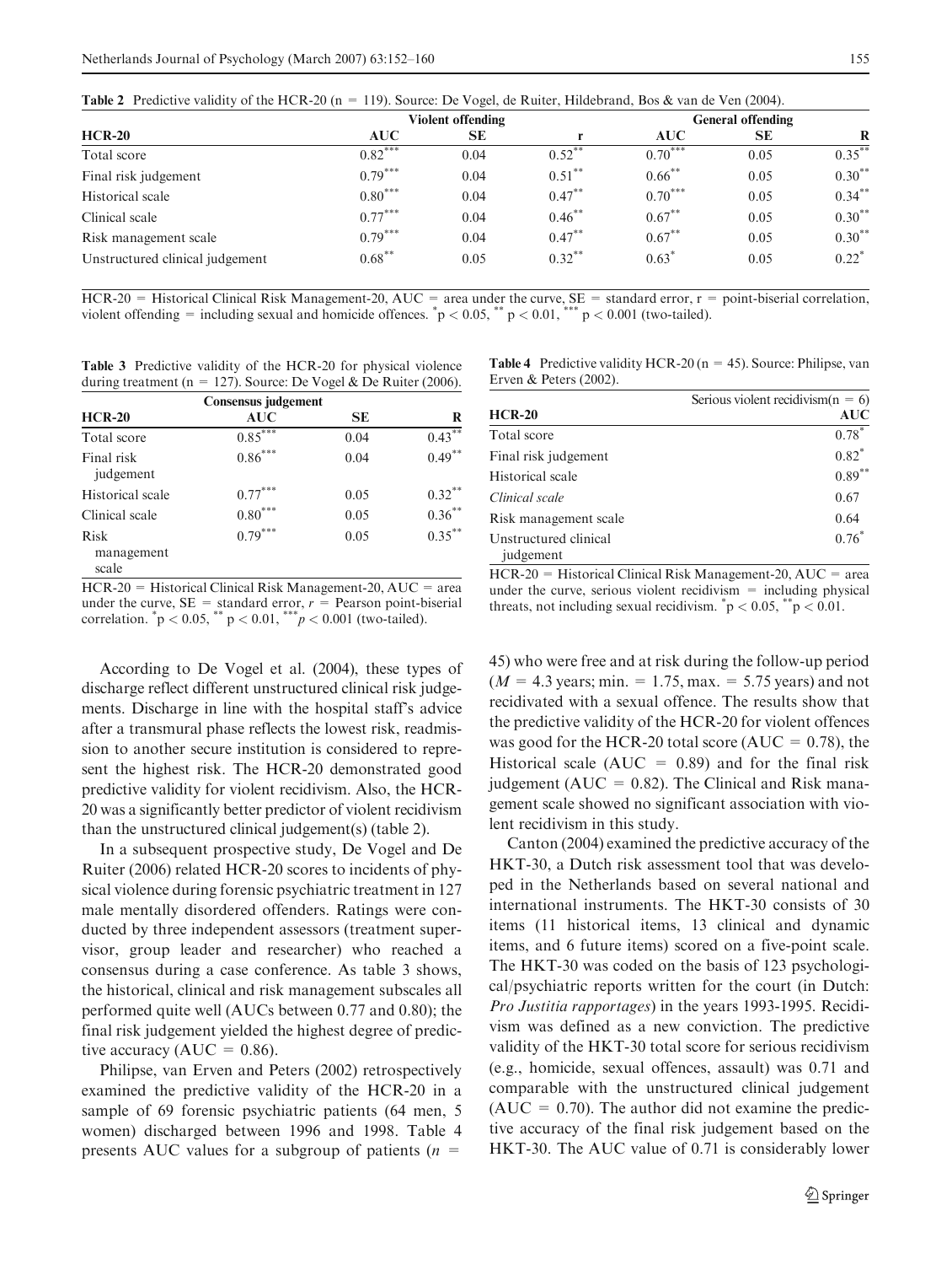**Table 2** Predictive validity of the HCR-20 (n = 119). Source: De Vogel, de Ruiter, Hildebrand, Bos & van de Ven (2004).

| HCR-20 | Violent offending | | | General offending | | |
|---|---|---|---|---|---|---|
| | AUC | SE | r | AUC | SE | R |
| Total score | $0.82^{***}$ | 0.04 | $0.52^{**}$ | $0.70^{***}$ | 0.05 | $0.35^{**}$ |
| Final risk judgement | $0.79^{***}$ | 0.04 | $0.51^{**}$ | $0.66^{**}$ | 0.05 | $0.30^{**}$ |
| Historical scale | $0.80^{***}$ | 0.04 | $0.47^{**}$ | $0.70^{***}$ | 0.05 | $0.34^{**}$ |
| Clinical scale | $0.77^{***}$ | 0.04 | $0.46^{**}$ | $0.67^{**}$ | 0.05 | $0.30^{**}$ |
| Risk management scale | $0.79^{***}$ | 0.04 | $0.47^{**}$ | $0.67^{**}$ | 0.05 | $0.30^{**}$ |
| Unstructured clinical judgement | $0.68^{**}$ | 0.05 | $0.32^{**}$ | $0.63^{*}$ | 0.05 | $0.22^{*}$ |

HCR-20 = Historical Clinical Risk Management-20, AUC = area under the curve, SE = standard error, r = point-biserial correlation, violent offending = including sexual and homicide offences. $^{*}p < 0.05$, $^{**}p < 0.01$, $^{***}p < 0.001$ (two-tailed).

**Table 3** Predictive validity of the HCR-20 for physical violence during treatment (n = 127). Source: De Vogel & De Ruiter (2006).

| HCR-20 | Consensus judgement | | |
|---|---|---|---|
| | AUC | SE | R |
| Total score | $0.85^{***}$ | 0.04 | $0.43^{**}$ |
| Final risk judgement | $0.86^{***}$ | 0.04 | $0.49^{**}$ |
| Historical scale | $0.77^{***}$ | 0.05 | $0.32^{**}$ |
| Clinical scale | $0.80^{***}$ | 0.05 | $0.36^{**}$ |
| Risk management scale | $0.79^{***}$ | 0.05 | $0.35^{**}$ |

HCR-20 = Historical Clinical Risk Management-20, AUC = area under the curve, SE = standard error, $r$ = Pearson point-biserial correlation. $^{*}p < 0.05$, $^{**}p < 0.01$, $^{***}p < 0.001$ (two-tailed).

**Table 4** Predictive validity HCR-20 (n = 45). Source: Philipse, van Erven & Peters (2002).

| HCR-20 | Serious violent recidivism(n = 6) AUC |
|---|---|
| Total score | $0.78^{*}$ |
| Final risk judgement | $0.82^{*}$ |
| Historical scale | $0.89^{**}$ |
| *Clinical scale* | 0.67 |
| Risk management scale | 0.64 |
| Unstructured clinical judgement | $0.76^{*}$ |

HCR-20 = Historical Clinical Risk Management-20, AUC = area under the curve, serious violent recidivism = including physical threats, not including sexual recidivism. $^{*}p < 0.05$, $^{**}p < 0.01$.

According to De Vogel et al. (2004), these types of discharge reflect different unstructured clinical risk judgements. Discharge in line with the hospital staff's advice after a transmural phase reflects the lowest risk, readmission to another secure institution is considered to represent the highest risk. The HCR-20 demonstrated good predictive validity for violent recidivism. Also, the HCR-20 was a significantly better predictor of violent recidivism than the unstructured clinical judgement(s) (table 2).

In a subsequent prospective study, De Vogel and De Ruiter (2006) related HCR-20 scores to incidents of physical violence during forensic psychiatric treatment in 127 male mentally disordered offenders. Ratings were conducted by three independent assessors (treatment supervisor, group leader and researcher) who reached a consensus during a case conference. As table 3 shows, the historical, clinical and risk management subscales all performed quite well (AUCs between 0.77 and 0.80); the final risk judgement yielded the highest degree of predictive accuracy (AUC = 0.86).

Philipse, van Erven and Peters (2002) retrospectively examined the predictive validity of the HCR-20 in a sample of 69 forensic psychiatric patients (64 men, 5 women) discharged between 1996 and 1998. Table 4 presents AUC values for a subgroup of patients ($n$ = 45) who were free and at risk during the follow-up period ($M$ = 4.3 years; min. = 1.75, max. = 5.75 years) and not recidivated with a sexual offence. The results show that the predictive validity of the HCR-20 for violent offences was good for the HCR-20 total score (AUC = 0.78), the Historical scale (AUC = 0.89) and for the final risk judgement (AUC = 0.82). The Clinical and Risk management scale showed no significant association with violent recidivism in this study.

Canton (2004) examined the predictive accuracy of the HKT-30, a Dutch risk assessment tool that was developed in the Netherlands based on several national and international instruments. The HKT-30 consists of 30 items (11 historical items, 13 clinical and dynamic items, and 6 future items) scored on a five-point scale. The HKT-30 was coded on the basis of 123 psychological/psychiatric reports written for the court (in Dutch: *Pro Justitia rapportages*) in the years 1993-1995. Recidivism was defined as a new conviction. The predictive validity of the HKT-30 total score for serious recidivism (e.g., homicide, sexual offences, assault) was 0.71 and comparable with the unstructured clinical judgement (AUC = 0.70). The author did not examine the predictive accuracy of the final risk judgement based on the HKT-30. The AUC value of 0.71 is considerably lower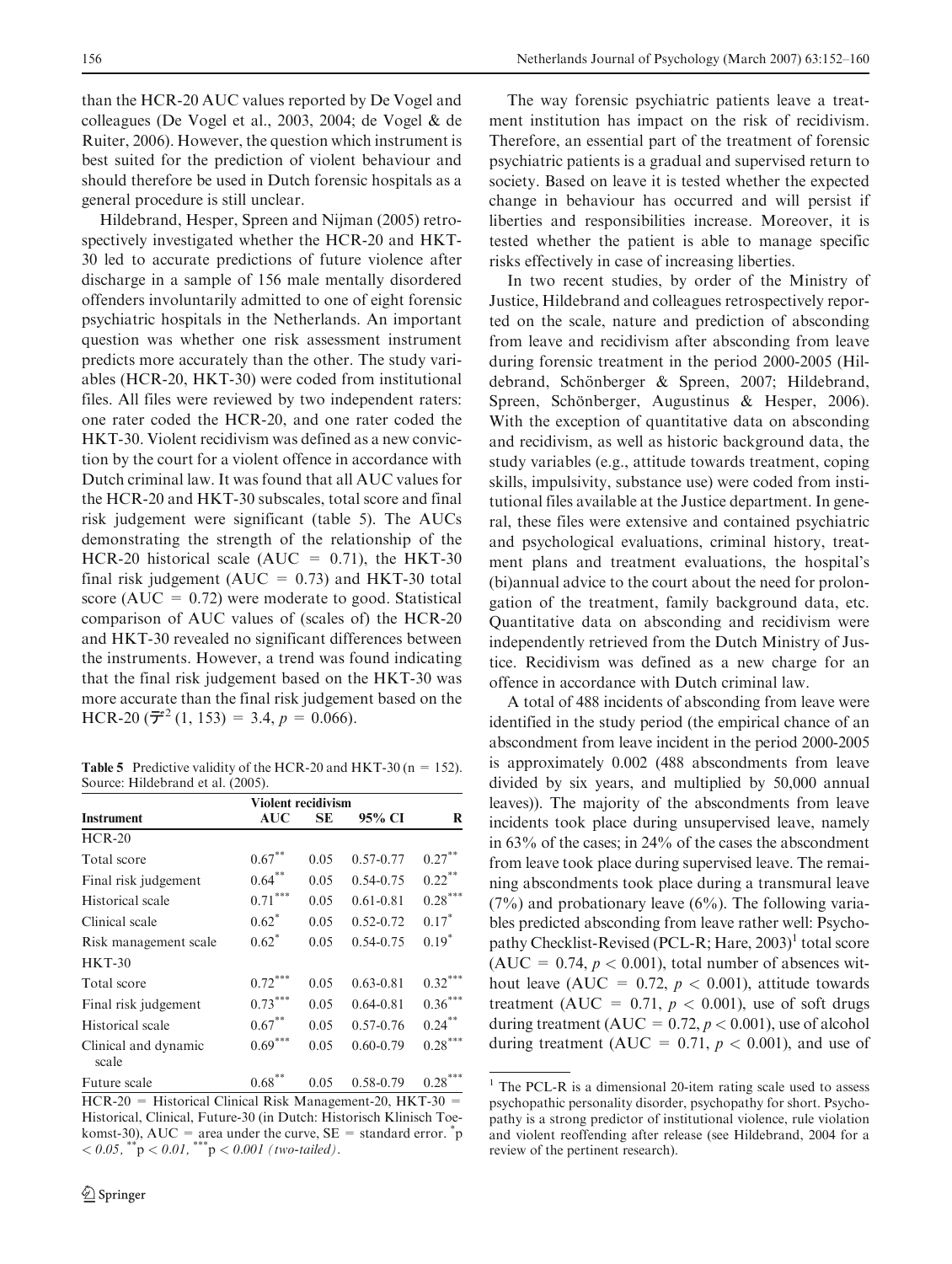than the HCR-20 AUC values reported by De Vogel and colleagues (De Vogel et al., 2003, 2004; de Vogel & de Ruiter, 2006). However, the question which instrument is best suited for the prediction of violent behaviour and should therefore be used in Dutch forensic hospitals as a general procedure is still unclear.

Hildebrand, Hesper, Spreen and Nijman (2005) retrospectively investigated whether the HCR-20 and HKT-30 led to accurate predictions of future violence after discharge in a sample of 156 male mentally disordered offenders involuntarily admitted to one of eight forensic psychiatric hospitals in the Netherlands. An important question was whether one risk assessment instrument predicts more accurately than the other. The study variables (HCR-20, HKT-30) were coded from institutional files. All files were reviewed by two independent raters: one rater coded the HCR-20, and one rater coded the HKT-30. Violent recidivism was defined as a new conviction by the court for a violent offence in accordance with Dutch criminal law. It was found that all AUC values for the HCR-20 and HKT-30 subscales, total score and final risk judgement were significant (table 5). The AUCs demonstrating the strength of the relationship of the HCR-20 historical scale (AUC = 0.71), the HKT-30 final risk judgement (AUC = 0.73) and HKT-30 total score (AUC = 0.72) were moderate to good. Statistical comparison of AUC values of (scales of) the HCR-20 and HKT-30 revealed no significant differences between the instruments. However, a trend was found indicating that the final risk judgement based on the HKT-30 was more accurate than the final risk judgement based on the HCR-20 ($\chi^2$ (1, 153) = 3.4, $p$ = 0.066).

**Table 5** Predictive validity of the HCR-20 and HKT-30 (n = 152). Source: Hildebrand et al. (2005).

| | Violent recidivism | | | |
|---|---|---|---|---|
| **Instrument** | **AUC** | **SE** | **95% CI** | **R** |
| HCR-20 | | | | |
| Total score | 0.67** | 0.05 | 0.57-0.77 | 0.27** |
| Final risk judgement | 0.64** | 0.05 | 0.54-0.75 | 0.22** |
| Historical scale | 0.71*** | 0.05 | 0.61-0.81 | 0.28*** |
| Clinical scale | 0.62* | 0.05 | 0.52-0.72 | 0.17* |
| Risk management scale | 0.62* | 0.05 | 0.54-0.75 | 0.19* |
| HKT-30 | | | | |
| Total score | 0.72*** | 0.05 | 0.63-0.81 | 0.32*** |
| Final risk judgement | 0.73*** | 0.05 | 0.64-0.81 | 0.36*** |
| Historical scale | 0.67** | 0.05 | 0.57-0.76 | 0.24** |
| Clinical and dynamic scale | 0.69*** | 0.05 | 0.60-0.79 | 0.28*** |
| Future scale | 0.68** | 0.05 | 0.58-0.79 | 0.28*** |

HCR-20 = Historical Clinical Risk Management-20, HKT-30 = Historical, Clinical, Future-30 (in Dutch: Historisch Klinisch Toekomst-30), AUC = area under the curve, SE = standard error. *p < 0.05, **p < 0.01, ***p < 0.001 (two-tailed).

The way forensic psychiatric patients leave a treatment institution has impact on the risk of recidivism. Therefore, an essential part of the treatment of forensic psychiatric patients is a gradual and supervised return to society. Based on leave it is tested whether the expected change in behaviour has occurred and will persist if liberties and responsibilities increase. Moreover, it is tested whether the patient is able to manage specific risks effectively in case of increasing liberties.

In two recent studies, by order of the Ministry of Justice, Hildebrand and colleagues retrospectively reported on the scale, nature and prediction of absconding from leave and recidivism after absconding from leave during forensic treatment in the period 2000-2005 (Hildebrand, Schönberger & Spreen, 2007; Hildebrand, Spreen, Schönberger, Augustinus & Hesper, 2006). With the exception of quantitative data on absconding and recidivism, as well as historic background data, the study variables (e.g., attitude towards treatment, coping skills, impulsivity, substance use) were coded from institutional files available at the Justice department. In general, these files were extensive and contained psychiatric and psychological evaluations, criminal history, treatment plans and treatment evaluations, the hospital's (bi)annual advice to the court about the need for prolongation of the treatment, family background data, etc. Quantitative data on absconding and recidivism were independently retrieved from the Dutch Ministry of Justice. Recidivism was defined as a new charge for an offence in accordance with Dutch criminal law.

A total of 488 incidents of absconding from leave were identified in the study period (the empirical chance of an abscondment from leave incident in the period 2000-2005 is approximately 0.002 (488 abscondments from leave divided by six years, and multiplied by 50,000 annual leaves)). The majority of the abscondments from leave incidents took place during unsupervised leave, namely in 63% of the cases; in 24% of the cases the abscondment from leave took place during supervised leave. The remaining abscondments took place during a transmural leave (7%) and probationary leave (6%). The following variables predicted absconding from leave rather well: Psychopathy Checklist-Revised (PCL-R; Hare, 2003)[1] total score (AUC = 0.74, $p < 0.001$), total number of absences without leave (AUC = 0.72, $p < 0.001$), attitude towards treatment (AUC = 0.71, $p < 0.001$), use of soft drugs during treatment (AUC = 0.72, $p < 0.001$), use of alcohol during treatment (AUC = 0.71, $p < 0.001$), and use of

[1] The PCL-R is a dimensional 20-item rating scale used to assess psychopathic personality disorder, psychopathy for short. Psychopathy is a strong predictor of institutional violence, rule violation and violent reoffending after release (see Hildebrand, 2004 for a review of the pertinent research).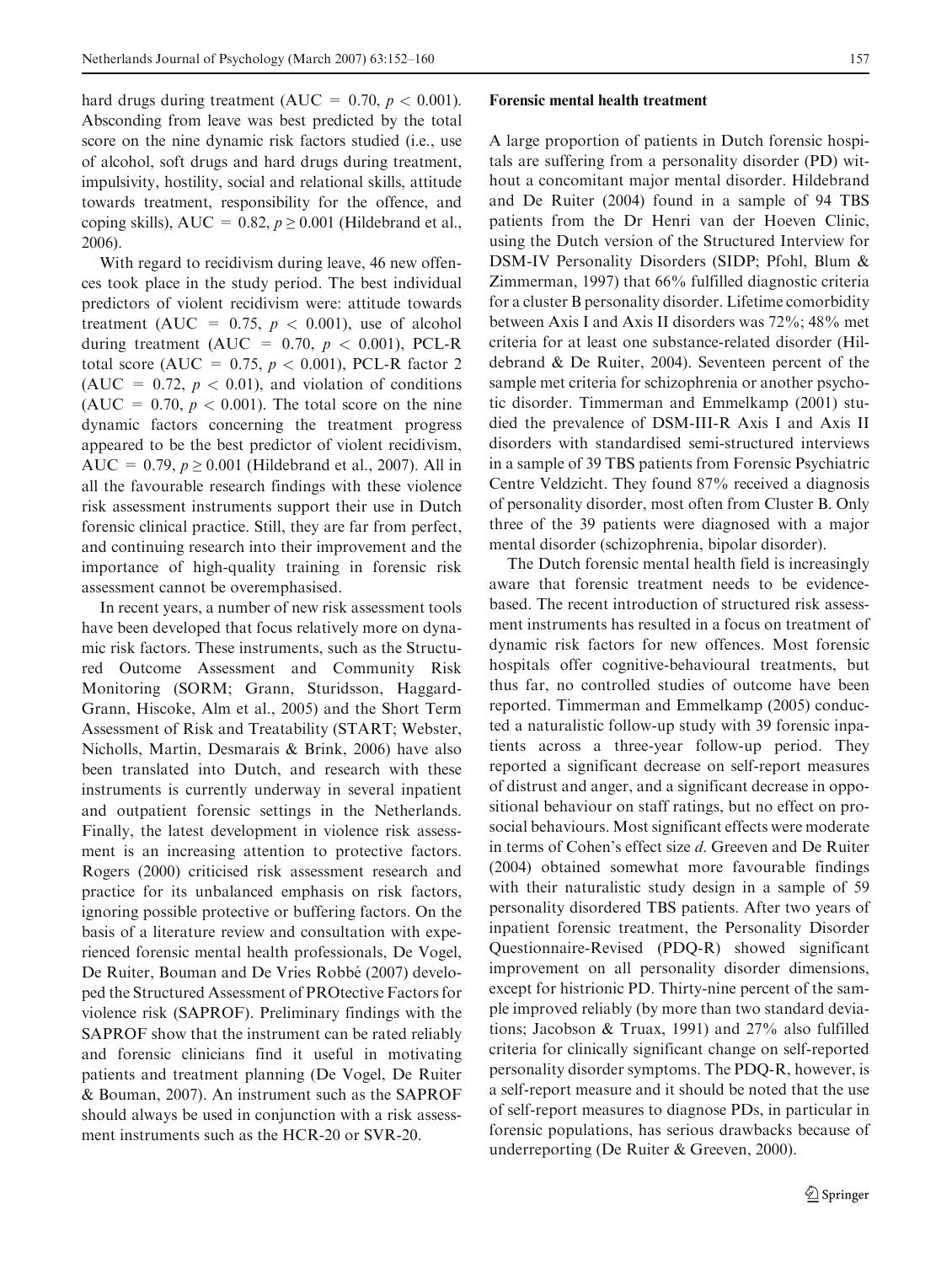hard drugs during treatment (AUC $= 0.70$, $p < 0.001$). Absconding from leave was best predicted by the total score on the nine dynamic risk factors studied (i.e., use of alcohol, soft drugs and hard drugs during treatment, impulsivity, hostility, social and relational skills, attitude towards treatment, responsibility for the offence, and coping skills), AUC $= 0.82$, $p \geq 0.001$ (Hildebrand et al., 2006).

With regard to recidivism during leave, 46 new offences took place in the study period. The best individual predictors of violent recidivism were: attitude towards treatment (AUC $= 0.75$, $p < 0.001$), use of alcohol during treatment (AUC $= 0.70$, $p < 0.001$), PCL-R total score (AUC $= 0.75$, $p < 0.001$), PCL-R factor 2 (AUC $= 0.72$, $p < 0.01$), and violation of conditions (AUC $= 0.70$, $p < 0.001$). The total score on the nine dynamic factors concerning the treatment progress appeared to be the best predictor of violent recidivism, AUC $= 0.79$, $p \geq 0.001$ (Hildebrand et al., 2007). All in all the favourable research findings with these violence risk assessment instruments support their use in Dutch forensic clinical practice. Still, they are far from perfect, and continuing research into their improvement and the importance of high-quality training in forensic risk assessment cannot be overemphasised.

In recent years, a number of new risk assessment tools have been developed that focus relatively more on dynamic risk factors. These instruments, such as the Structured Outcome Assessment and Community Risk Monitoring (SORM; Grann, Sturidsson, Haggard-Grann, Hiscoke, Alm et al., 2005) and the Short Term Assessment of Risk and Treatability (START; Webster, Nicholls, Martin, Desmarais & Brink, 2006) have also been translated into Dutch, and research with these instruments is currently underway in several inpatient and outpatient forensic settings in the Netherlands. Finally, the latest development in violence risk assessment is an increasing attention to protective factors. Rogers (2000) criticised risk assessment research and practice for its unbalanced emphasis on risk factors, ignoring possible protective or buffering factors. On the basis of a literature review and consultation with experienced forensic mental health professionals, De Vogel, De Ruiter, Bouman and De Vries Robbé (2007) developed the Structured Assessment of PROtective Factors for violence risk (SAPROF). Preliminary findings with the SAPROF show that the instrument can be rated reliably and forensic clinicians find it useful in motivating patients and treatment planning (De Vogel, De Ruiter & Bouman, 2007). An instrument such as the SAPROF should always be used in conjunction with a risk assessment instruments such as the HCR-20 or SVR-20.

### Forensic mental health treatment

A large proportion of patients in Dutch forensic hospitals are suffering from a personality disorder (PD) without a concomitant major mental disorder. Hildebrand and De Ruiter (2004) found in a sample of 94 TBS patients from the Dr Henri van der Hoeven Clinic, using the Dutch version of the Structured Interview for DSM-IV Personality Disorders (SIDP; Pfohl, Blum & Zimmerman, 1997) that 66% fulfilled diagnostic criteria for a cluster B personality disorder. Lifetime comorbidity between Axis I and Axis II disorders was 72%; 48% met criteria for at least one substance-related disorder (Hildebrand & De Ruiter, 2004). Seventeen percent of the sample met criteria for schizophrenia or another psychotic disorder. Timmerman and Emmelkamp (2001) studied the prevalence of DSM-III-R Axis I and Axis II disorders with standardised semi-structured interviews in a sample of 39 TBS patients from Forensic Psychiatric Centre Veldzicht. They found 87% received a diagnosis of personality disorder, most often from Cluster B. Only three of the 39 patients were diagnosed with a major mental disorder (schizophrenia, bipolar disorder).

The Dutch forensic mental health field is increasingly aware that forensic treatment needs to be evidence-based. The recent introduction of structured risk assessment instruments has resulted in a focus on treatment of dynamic risk factors for new offences. Most forensic hospitals offer cognitive-behavioural treatments, but thus far, no controlled studies of outcome have been reported. Timmerman and Emmelkamp (2005) conducted a naturalistic follow-up study with 39 forensic inpatients across a three-year follow-up period. They reported a significant decrease on self-report measures of distrust and anger, and a significant decrease in oppositional behaviour on staff ratings, but no effect on prosocial behaviours. Most significant effects were moderate in terms of Cohen's effect size *d*. Greeven and De Ruiter (2004) obtained somewhat more favourable findings with their naturalistic study design in a sample of 59 personality disordered TBS patients. After two years of inpatient forensic treatment, the Personality Disorder Questionnaire-Revised (PDQ-R) showed significant improvement on all personality disorder dimensions, except for histrionic PD. Thirty-nine percent of the sample improved reliably (by more than two standard deviations; Jacobson & Truax, 1991) and 27% also fulfilled criteria for clinically significant change on self-reported personality disorder symptoms. The PDQ-R, however, is a self-report measure and it should be noted that the use of self-report measures to diagnose PDs, in particular in forensic populations, has serious drawbacks because of underreporting (De Ruiter & Greeven, 2000).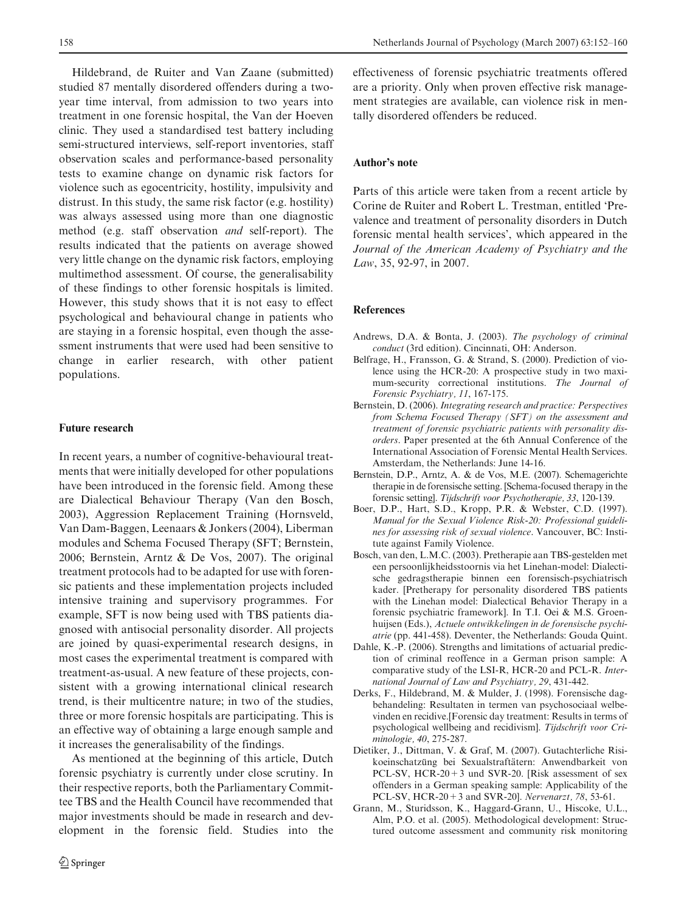Hildebrand, de Ruiter and Van Zaane (submitted) studied 87 mentally disordered offenders during a two-year time interval, from admission to two years into treatment in one forensic hospital, the Van der Hoeven clinic. They used a standardised test battery including semi-structured interviews, self-report inventories, staff observation scales and performance-based personality tests to examine change on dynamic risk factors for violence such as egocentricity, hostility, impulsivity and distrust. In this study, the same risk factor (e.g. hostility) was always assessed using more than one diagnostic method (e.g. staff observation *and* self-report). The results indicated that the patients on average showed very little change on the dynamic risk factors, employing multimethod assessment. Of course, the generalisability of these findings to other forensic hospitals is limited. However, this study shows that it is not easy to effect psychological and behavioural change in patients who are staying in a forensic hospital, even though the assessment instruments that were used had been sensitive to change in earlier research, with other patient populations.

## Future research

In recent years, a number of cognitive-behavioural treatments that were initially developed for other populations have been introduced in the forensic field. Among these are Dialectical Behaviour Therapy (Van den Bosch, 2003), Aggression Replacement Training (Hornsveld, Van Dam-Baggen, Leenaars & Jonkers (2004), Liberman modules and Schema Focused Therapy (SFT; Bernstein, 2006; Bernstein, Arntz & De Vos, 2007). The original treatment protocols had to be adapted for use with forensic patients and these implementation projects included intensive training and supervisory programmes. For example, SFT is now being used with TBS patients diagnosed with antisocial personality disorder. All projects are joined by quasi-experimental research designs, in most cases the experimental treatment is compared with treatment-as-usual. A new feature of these projects, consistent with a growing international clinical research trend, is their multicentre nature; in two of the studies, three or more forensic hospitals are participating. This is an effective way of obtaining a large enough sample and it increases the generalisability of the findings.

As mentioned at the beginning of this article, Dutch forensic psychiatry is currently under close scrutiny. In their respective reports, both the Parliamentary Committee TBS and the Health Council have recommended that major investments should be made in research and development in the forensic field. Studies into the effectiveness of forensic psychiatric treatments offered are a priority. Only when proven effective risk management strategies are available, can violence risk in mentally disordered offenders be reduced.

## Author's note

Parts of this article were taken from a recent article by Corine de Ruiter and Robert L. Trestman, entitled 'Prevalence and treatment of personality disorders in Dutch forensic mental health services', which appeared in the *Journal of the American Academy of Psychiatry and the Law*, 35, 92-97, in 2007.

## References

Andrews, D.A. & Bonta, J. (2003). *The psychology of criminal conduct* (3rd edition). Cincinnati, OH: Anderson.

Belfrage, H., Fransson, G. & Strand, S. (2000). Prediction of violence using the HCR-20: A prospective study in two maximum-security correctional institutions. *The Journal of Forensic Psychiatry, 11*, 167-175.

Bernstein, D. (2006). *Integrating research and practice: Perspectives from Schema Focused Therapy (SFT) on the assessment and treatment of forensic psychiatric patients with personality disorders*. Paper presented at the 6th Annual Conference of the International Association of Forensic Mental Health Services. Amsterdam, the Netherlands: June 14-16.

Bernstein, D.P., Arntz, A. & de Vos, M.E. (2007). Schemagerichte therapie in de forensische setting. [Schema-focused therapy in the forensic setting]. *Tijdschrift voor Psychotherapie, 33*, 120-139.

Boer, D.P., Hart, S.D., Kropp, P.R. & Webster, C.D. (1997). *Manual for the Sexual Violence Risk-20: Professional guidelines for assessing risk of sexual violence*. Vancouver, BC: Institute against Family Violence.

Bosch, van den, L.M.C. (2003). Pretherapie aan TBS-gestelden met een persoonlijkheidsstoornis via het Linehan-model: Dialectische gedragstherapie binnen een forensisch-psychiatrisch kader. [Pretherapy for personality disordered TBS patients with the Linehan model: Dialectical Behavior Therapy in a forensic psychiatric framework]. In T.I. Oei & M.S. Groenhuijsen (Eds.), *Actuele ontwikkelingen in de forensische psychiatrie* (pp. 441-458). Deventer, the Netherlands: Gouda Quint.

Dahle, K.-P. (2006). Strengths and limitations of actuarial prediction of criminal reoffence in a German prison sample: A comparative study of the LSI-R, HCR-20 and PCL-R. *International Journal of Law and Psychiatry, 29*, 431-442.

Derks, F., Hildebrand, M. & Mulder, J. (1998). Forensische dagbehandeling: Resultaten in termen van psychosociaal welbevinden en recidive.[Forensic day treatment: Results in terms of psychological wellbeing and recidivism]. *Tijdschrift voor Criminologie, 40*, 275-287.

Dietiker, J., Dittman, V. & Graf, M. (2007). Gutachterliche Risikoeinschatzüng bei Sexualstraftätern: Anwendbarkeit von PCL-SV, HCR-20 + 3 und SVR-20. [Risk assessment of sex offenders in a German speaking sample: Applicability of the PCL-SV, HCR-20 + 3 and SVR-20]. *Nervenarzt, 78*, 53-61.

Grann, M., Sturidsson, K., Haggard-Grann, U., Hiscoke, U.L., Alm, P.O. et al. (2005). Methodological development: Structured outcome assessment and community risk monitoring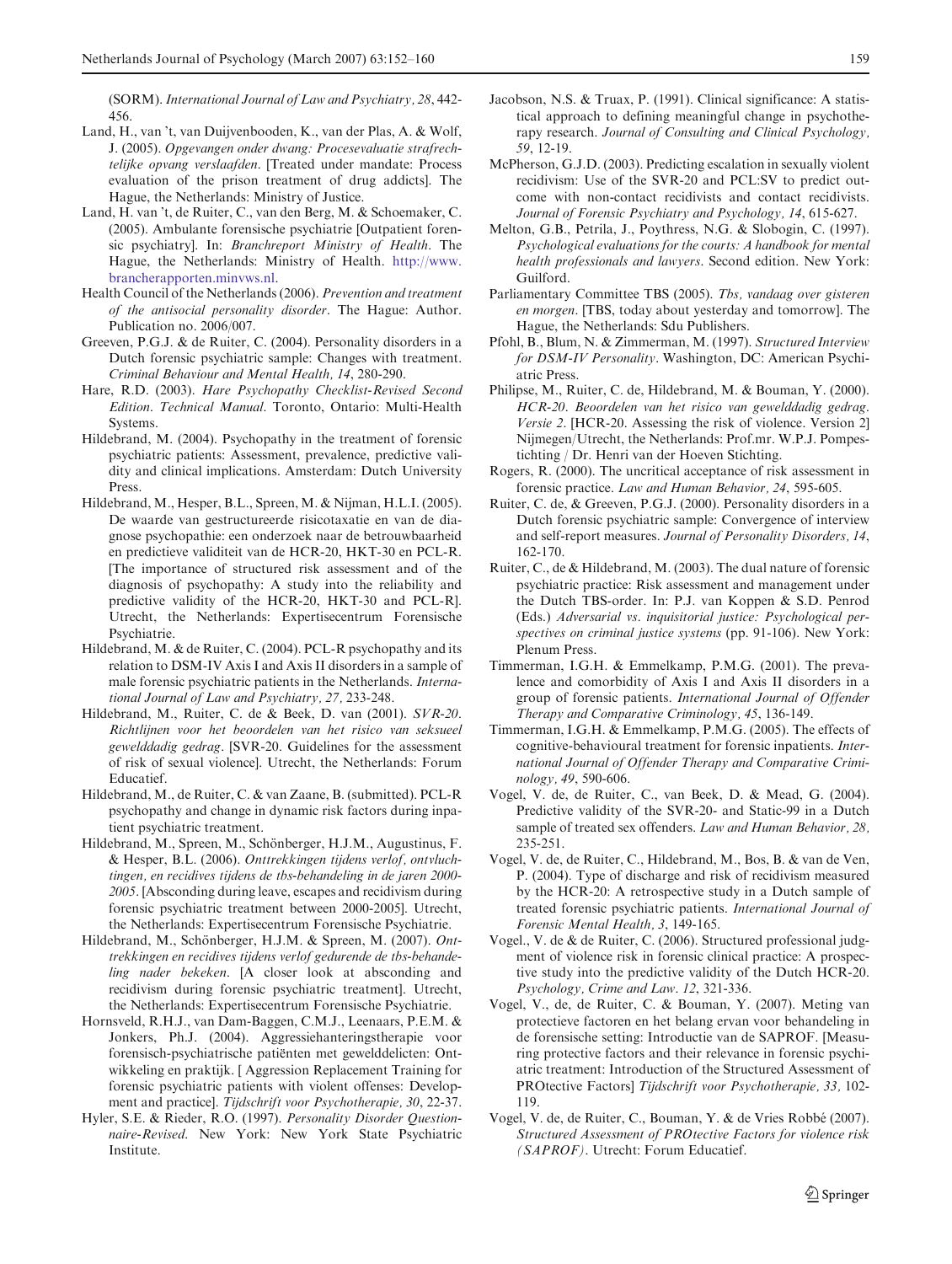(SORM). *International Journal of Law and Psychiatry, 28*, 442-456.

Land, H., van 't, van Duijvenbooden, K., van der Plas, A. & Wolf, J. (2005). *Opgevangen onder dwang: Procesevaluatie strafrechtelijke opvang verslaafden*. [Treated under mandate: Process evaluation of the prison treatment of drug addicts]. The Hague, the Netherlands: Ministry of Justice.

Land, H. van 't, de Ruiter, C., van den Berg, M. & Schoemaker, C. (2005). Ambulante forensische psychiatrie [Outpatient forensic psychiatry]. In: *Branchreport Ministry of Health*. The Hague, the Netherlands: Ministry of Health. http://www.brancherapporten.minvws.nl.

Health Council of the Netherlands (2006). *Prevention and treatment of the antisocial personality disorder*. The Hague: Author. Publication no. 2006/007.

Greeven, P.G.J. & de Ruiter, C. (2004). Personality disorders in a Dutch forensic psychiatric sample: Changes with treatment. *Criminal Behaviour and Mental Health, 14*, 280-290.

Hare, R.D. (2003). *Hare Psychopathy Checklist-Revised Second Edition. Technical Manual*. Toronto, Ontario: Multi-Health Systems.

Hildebrand, M. (2004). Psychopathy in the treatment of forensic psychiatric patients: Assessment, prevalence, predictive validity and clinical implications. Amsterdam: Dutch University Press.

Hildebrand, M., Hesper, B.L., Spreen, M. & Nijman, H.L.I. (2005). De waarde van gestructureerde risicotaxatie en van de diagnose psychopathie: een onderzoek naar de betrouwbaarheid en predictieve validiteit van de HCR-20, HKT-30 en PCL-R. [The importance of structured risk assessment and of the diagnosis of psychopathy: A study into the reliability and predictive validity of the HCR-20, HKT-30 and PCL-R]. Utrecht, the Netherlands: Expertisecentrum Forensische Psychiatrie.

Hildebrand, M. & de Ruiter, C. (2004). PCL-R psychopathy and its relation to DSM-IV Axis I and Axis II disorders in a sample of male forensic psychiatric patients in the Netherlands. *International Journal of Law and Psychiatry, 27*, 233-248.

Hildebrand, M., Ruiter, C. de & Beek, D. van (2001). *SVR-20. Richtlijnen voor het beoordelen van het risico van seksueel gewelddadig gedrag*. [SVR-20. Guidelines for the assessment of risk of sexual violence]. Utrecht, the Netherlands: Forum Educatief.

Hildebrand, M., de Ruiter, C. & van Zaane, B. (submitted). PCL-R psychopathy and change in dynamic risk factors during inpatient psychiatric treatment.

Hildebrand, M., Spreen, M., Schönberger, H.J.M., Augustinus, F. & Hesper, B.L. (2006). *Onttrekkingen tijdens verlof, ontvluchtingen, en recidives tijdens de tbs-behandeling in de jaren 2000-2005*. [Absconding during leave, escapes and recidivism during forensic psychiatric treatment between 2000-2005]. Utrecht, the Netherlands: Expertisecentrum Forensische Psychiatrie.

Hildebrand, M., Schönberger, H.J.M. & Spreen, M. (2007). *Onttrekkingen en recidives tijdens verlof gedurende de tbs-behandeling nader bekeken*. [A closer look at absconding and recidivism during forensic psychiatric treatment]. Utrecht, the Netherlands: Expertisecentrum Forensische Psychiatrie.

Hornsveld, R.H.J., van Dam-Baggen, C.M.J., Leenaars, P.E.M. & Jonkers, Ph.J. (2004). Aggressiehanteringstherapie voor forensisch-psychiatrische patiënten met gewelddelicten: Ontwikkeling en praktijk. [ Aggression Replacement Training for forensic psychiatric patients with violent offenses: Development and practice]. *Tijdschrift voor Psychotherapie, 30*, 22-37.

Hyler, S.E. & Rieder, R.O. (1997). *Personality Disorder Questionnaire-Revised*. New York: New York State Psychiatric Institute.

Jacobson, N.S. & Truax, P. (1991). Clinical significance: A statistical approach to defining meaningful change in psychotherapy research. *Journal of Consulting and Clinical Psychology, 59*, 12-19.

McPherson, G.J.D. (2003). Predicting escalation in sexually violent recidivism: Use of the SVR-20 and PCL:SV to predict outcome with non-contact recidivists and contact recidivists. *Journal of Forensic Psychiatry and Psychology, 14*, 615-627.

Melton, G.B., Petrila, J., Poythress, N.G. & Slobogin, C. (1997). *Psychological evaluations for the courts: A handbook for mental health professionals and lawyers*. Second edition. New York: Guilford.

Parliamentary Committee TBS (2005). *Tbs, vandaag over gisteren en morgen*. [TBS, today about yesterday and tomorrow]. The Hague, the Netherlands: Sdu Publishers.

Pfohl, B., Blum, N. & Zimmerman, M. (1997). *Structured Interview for DSM-IV Personality*. Washington, DC: American Psychiatric Press.

Philipse, M., Ruiter, C. de, Hildebrand, M. & Bouman, Y. (2000). *HCR-20. Beoordelen van het risico van gewelddadig gedrag. Versie 2*. [HCR-20. Assessing the risk of violence. Version 2] Nijmegen/Utrecht, the Netherlands: Prof.mr. W.P.J. Pompestichting / Dr. Henri van der Hoeven Stichting.

Rogers, R. (2000). The uncritical acceptance of risk assessment in forensic practice. *Law and Human Behavior, 24*, 595-605.

Ruiter, C. de, & Greeven, P.G.J. (2000). Personality disorders in a Dutch forensic psychiatric sample: Convergence of interview and self-report measures. *Journal of Personality Disorders, 14*, 162-170.

Ruiter, C., de & Hildebrand, M. (2003). The dual nature of forensic psychiatric practice: Risk assessment and management under the Dutch TBS-order. In: P.J. van Koppen & S.D. Penrod (Eds.) *Adversarial vs. inquisitorial justice: Psychological perspectives on criminal justice systems* (pp. 91-106). New York: Plenum Press.

Timmerman, I.G.H. & Emmelkamp, P.M.G. (2001). The prevalence and comorbidity of Axis I and Axis II disorders in a group of forensic patients. *International Journal of Offender Therapy and Comparative Criminology, 45*, 136-149.

Timmerman, I.G.H. & Emmelkamp, P.M.G. (2005). The effects of cognitive-behavioural treatment for forensic inpatients. *International Journal of Offender Therapy and Comparative Criminology, 49*, 590-606.

Vogel, V. de, de Ruiter, C., van Beek, D. & Mead, G. (2004). Predictive validity of the SVR-20- and Static-99 in a Dutch sample of treated sex offenders. *Law and Human Behavior, 28*, 235-251.

Vogel, V. de, de Ruiter, C., Hildebrand, M., Bos, B. & van de Ven, P. (2004). Type of discharge and risk of recidivism measured by the HCR-20: A retrospective study in a Dutch sample of treated forensic psychiatric patients. *International Journal of Forensic Mental Health, 3*, 149-165.

Vogel., V. de & de Ruiter, C. (2006). Structured professional judgment of violence risk in forensic clinical practice: A prospective study into the predictive validity of the Dutch HCR-20. *Psychology, Crime and Law. 12*, 321-336.

Vogel, V., de, de Ruiter, C. & Bouman, Y. (2007). Meting van protectieve factoren en het belang ervan voor behandeling in de forensische setting: Introductie van de SAPROF. [Measuring protective factors and their relevance in forensic psychiatric treatment: Introduction of the Structured Assessment of PROtective Factors] *Tijdschrift voor Psychotherapie, 33*, 102-119.

Vogel, V. de, de Ruiter, C., Bouman, Y. & de Vries Robbé (2007). *Structured Assessment of PROtective Factors for violence risk (SAPROF)*. Utrecht: Forum Educatief.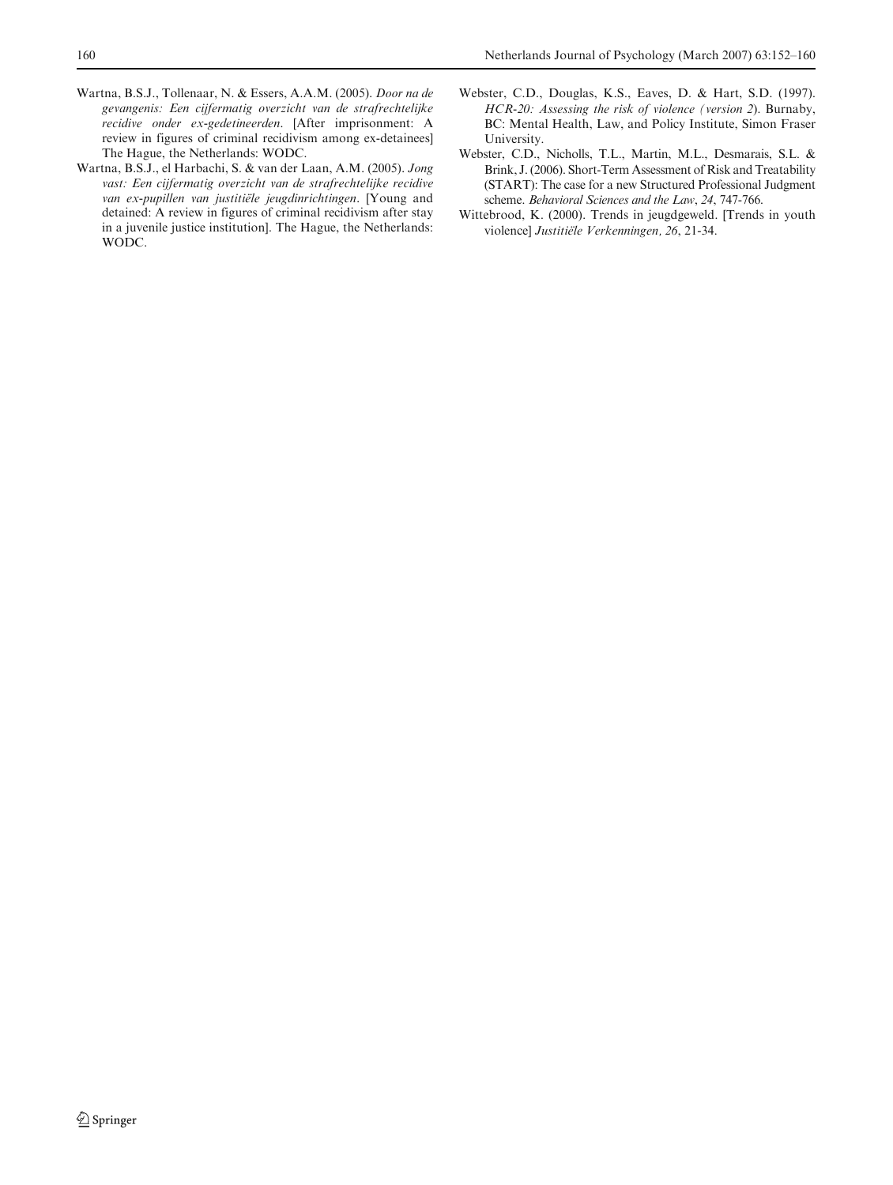Wartna, B.S.J., Tollenaar, N. & Essers, A.A.M. (2005). *Door na de gevangenis: Een cijfermatig overzicht van de strafrechtelijke recidive onder ex-gedetineerden*. [After imprisonment: A review in figures of criminal recidivism among ex-detainees] The Hague, the Netherlands: WODC.

Wartna, B.S.J., el Harbachi, S. & van der Laan, A.M. (2005). *Jong vast: Een cijfermatig overzicht van de strafrechtelijke recidive van ex-pupillen van justitiële jeugdinrichtingen*. [Young and detained: A review in figures of criminal recidivism after stay in a juvenile justice institution]. The Hague, the Netherlands: WODC.

Webster, C.D., Douglas, K.S., Eaves, D. & Hart, S.D. (1997). *HCR-20: Assessing the risk of violence (version 2*). Burnaby, BC: Mental Health, Law, and Policy Institute, Simon Fraser University.

Webster, C.D., Nicholls, T.L., Martin, M.L., Desmarais, S.L. & Brink, J. (2006). Short-Term Assessment of Risk and Treatability (START): The case for a new Structured Professional Judgment scheme. *Behavioral Sciences and the Law*, *24*, 747-766.

Wittebrood, K. (2000). Trends in jeugdgeweld. [Trends in youth violence] *Justitiële Verkenningen, 26*, 21-34.